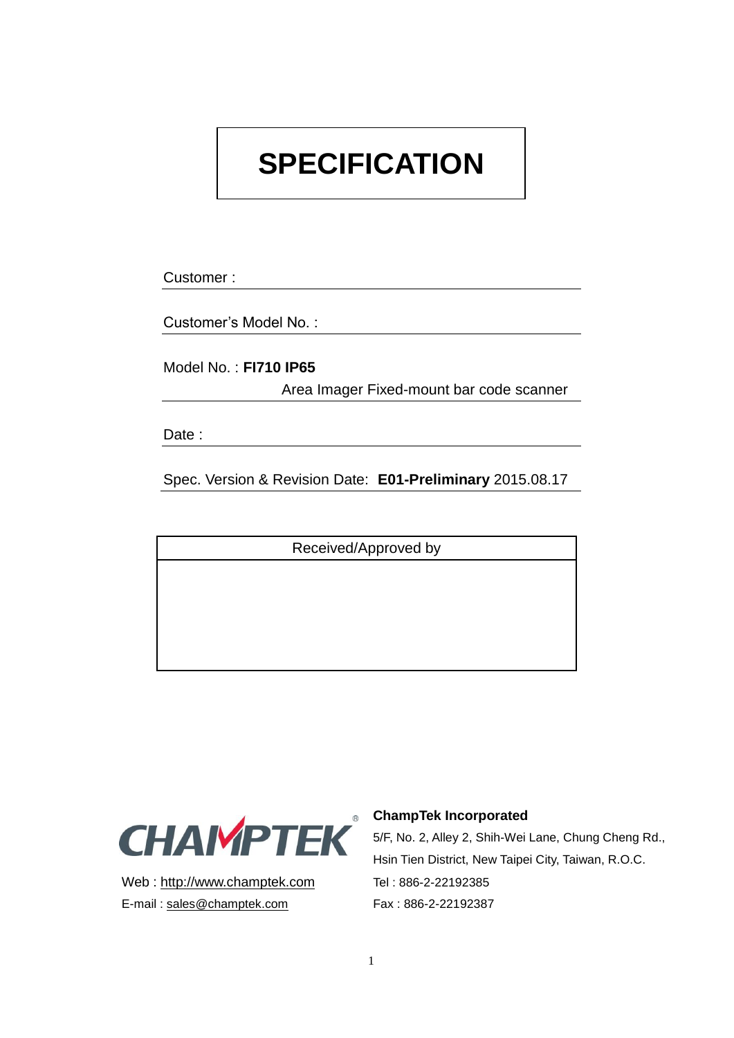# SPECIFICATION

Customer :

Customer's Model No. :

Model No. : **FI710 IP65**

Area Imager Fixed-mount bar code scanner

Date :

Spec. Version & Revision Date: **E01-Preliminary** 2015.08.17

| Received/Approved by |
|---|
| |

CHAMPTEK®

Web : http://www.champtek.com

E-mail : sales@champtek.com

**ChampTek Incorporated**

5/F, No. 2, Alley 2, Shih-Wei Lane, Chung Cheng Rd., Hsin Tien District, New Taipei City, Taiwan, R.O.C.

Tel : 886-2-22192385

Fax : 886-2-22192387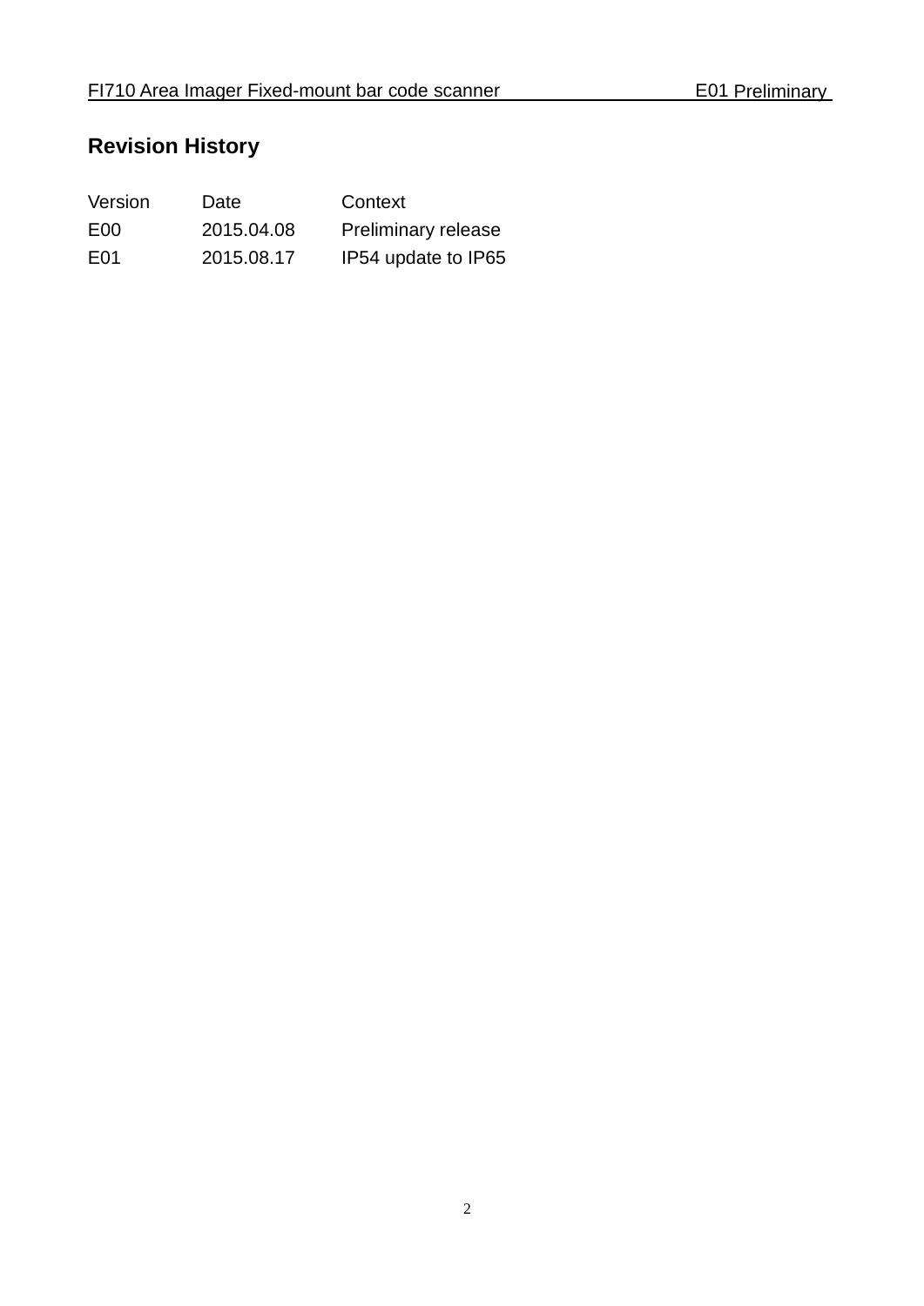## Revision History

| Version | Date | Context |
| --- | --- | --- |
| E00 | 2015.04.08 | Preliminary release |
| E01 | 2015.08.17 | IP54 update to IP65 |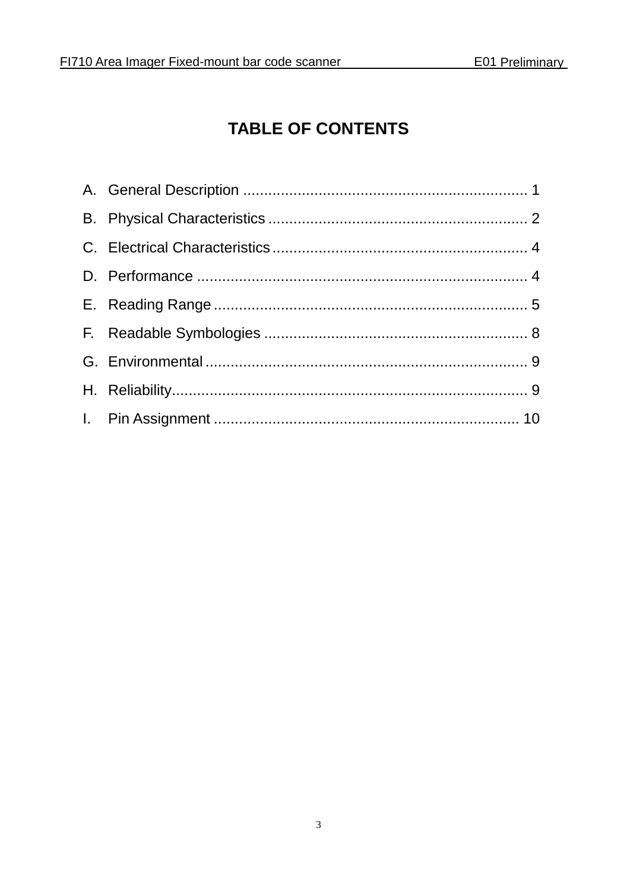# TABLE OF CONTENTS

A. General Description ........................................................................ 1

B. Physical Characteristics ................................................................. 2

C. Electrical Characteristics ................................................................ 4

D. Performance ................................................................................... 4

E. Reading Range ............................................................................... 5

F. Readable Symbologies .................................................................. 8

G. Environmental ................................................................................ 9

H. Reliability ........................................................................................ 9

I. Pin Assignment ............................................................................. 10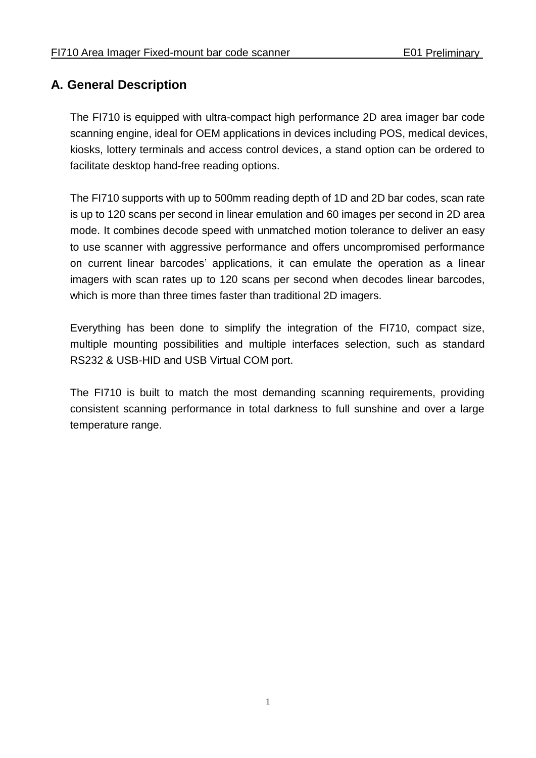## A. General Description

The FI710 is equipped with ultra-compact high performance 2D area imager bar code scanning engine, ideal for OEM applications in devices including POS, medical devices, kiosks, lottery terminals and access control devices, a stand option can be ordered to facilitate desktop hand-free reading options.

The FI710 supports with up to 500mm reading depth of 1D and 2D bar codes, scan rate is up to 120 scans per second in linear emulation and 60 images per second in 2D area mode. It combines decode speed with unmatched motion tolerance to deliver an easy to use scanner with aggressive performance and offers uncompromised performance on current linear barcodes' applications, it can emulate the operation as a linear imagers with scan rates up to 120 scans per second when decodes linear barcodes, which is more than three times faster than traditional 2D imagers.

Everything has been done to simplify the integration of the FI710, compact size, multiple mounting possibilities and multiple interfaces selection, such as standard RS232 & USB-HID and USB Virtual COM port.

The FI710 is built to match the most demanding scanning requirements, providing consistent scanning performance in total darkness to full sunshine and over a large temperature range.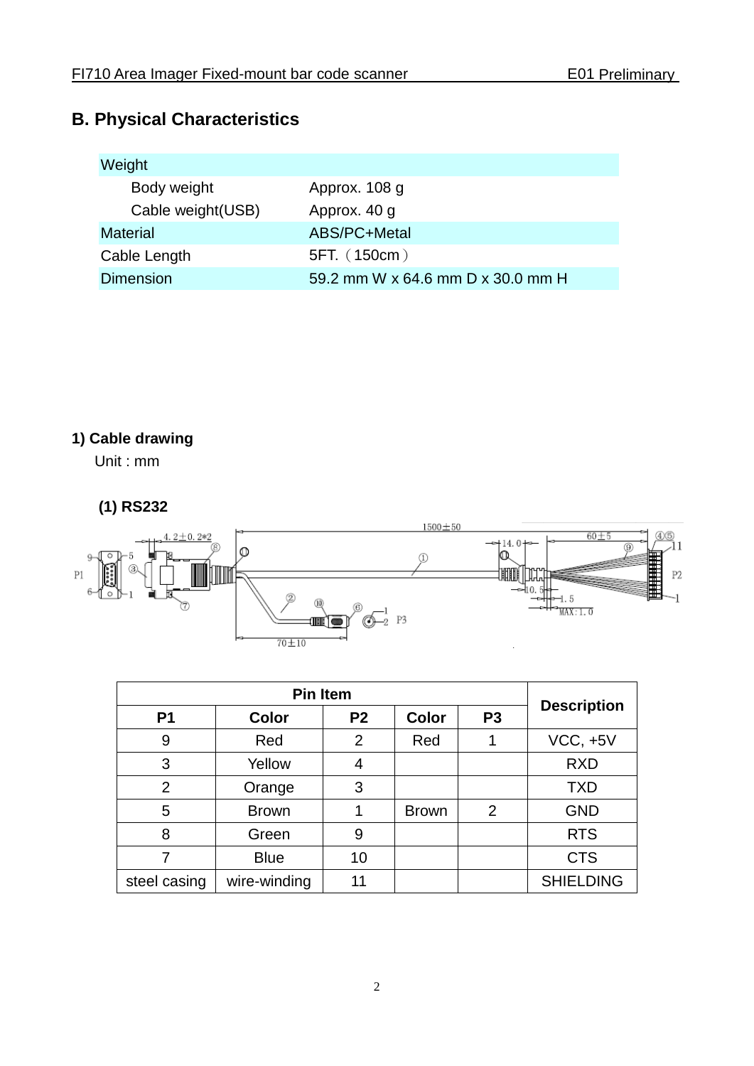## B. Physical Characteristics

| Weight | |
|---|---|
| Body weight | Approx. 108 g |
| Cable weight(USB) | Approx. 40 g |
| Material | ABS/PC+Metal |
| Cable Length | 5FT.（150cm） |
| Dimension | 59.2 mm W x 64.6 mm D x 30.0 mm H |

**1) Cable drawing**

Unit : mm

**(1) RS232**

| Pin Item | | | | | Description |
|---|---|---|---|---|---|
| **P1** | **Color** | **P2** | **Color** | **P3** | |
| 9 | Red | 2 | Red | 1 | VCC, +5V |
| 3 | Yellow | 4 | | | RXD |
| 2 | Orange | 3 | | | TXD |
| 5 | Brown | 1 | Brown | 2 | GND |
| 8 | Green | 9 | | | RTS |
| 7 | Blue | 10 | | | CTS |
| steel casing | wire-winding | 11 | | | SHIELDING |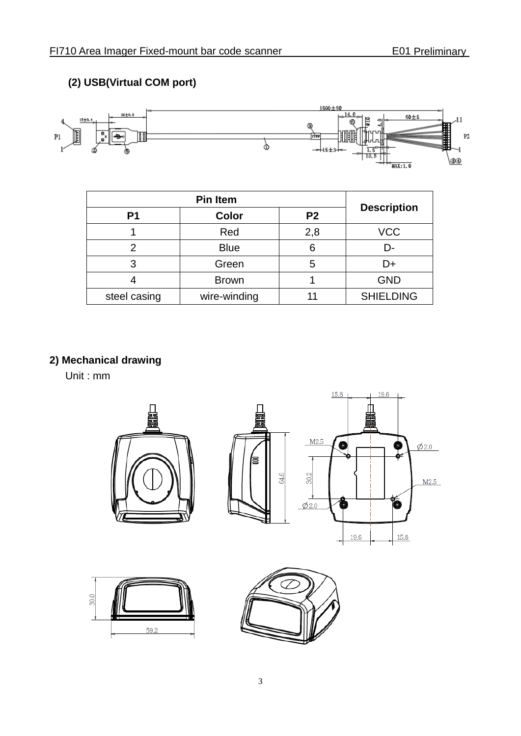### (2) USB(Virtual COM port)

| Pin Item | | | Description |
|---|---|---|---|
| P1 | Color | P2 | |
| 1 | Red | 2,8 | VCC |
| 2 | Blue | 6 | D- |
| 3 | Green | 5 | D+ |
| 4 | Brown | 1 | GND |
| steel casing | wire-winding | 11 | SHIELDING |

## 2) Mechanical drawing

Unit : mm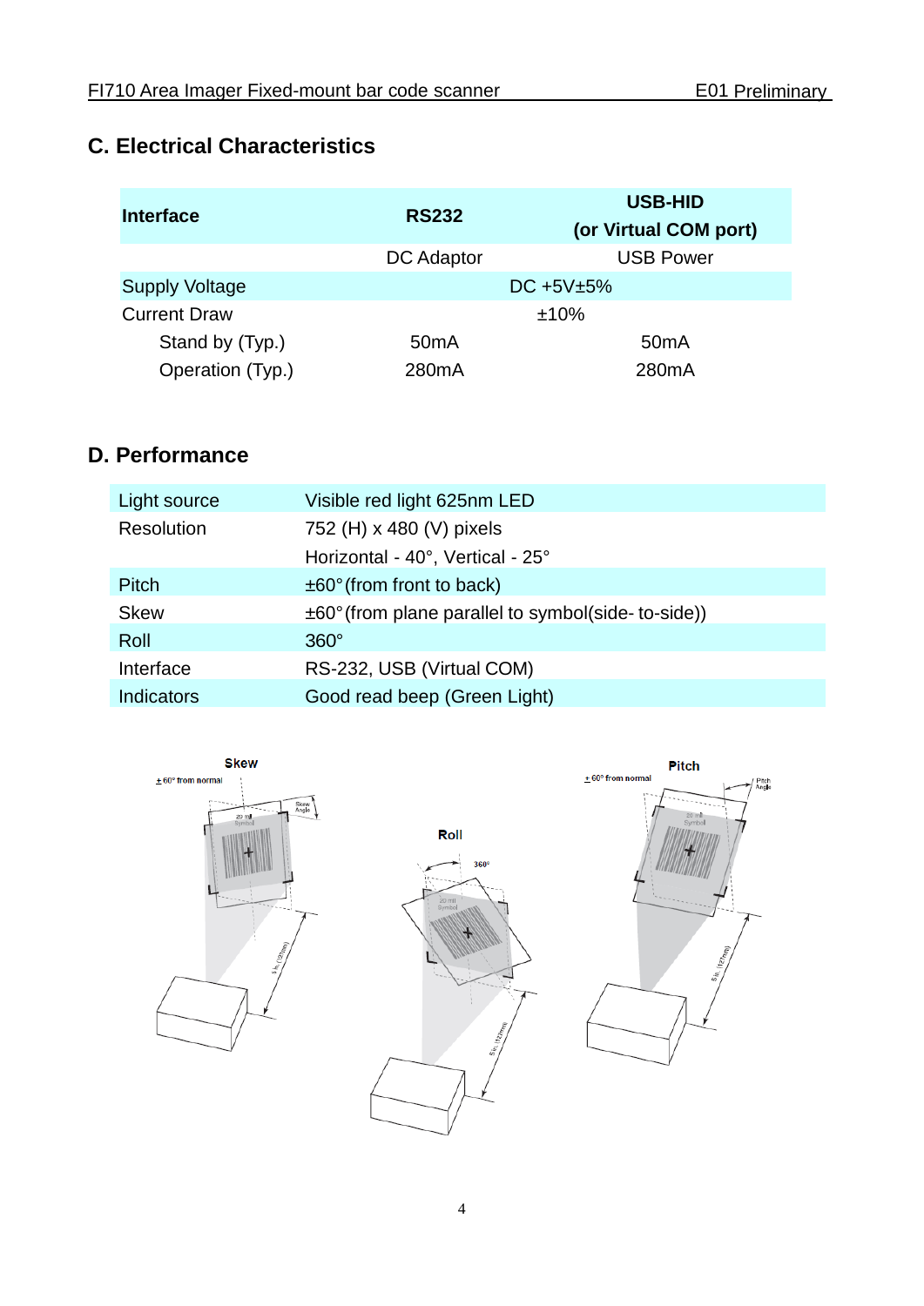## C. Electrical Characteristics

| Interface | RS232 | USB-HID (or Virtual COM port) |
|---|---|---|
| | DC Adaptor | USB Power |
| Supply Voltage | DC +5V±5% | |
| Current Draw | ±10% | |
| Stand by (Typ.) | 50mA | 50mA |
| Operation (Typ.) | 280mA | 280mA |

## D. Performance

| | |
|---|---|
| Light source | Visible red light 625nm LED |
| Resolution | 752 (H) x 480 (V) pixels |
| | Horizontal - 40°, Vertical - 25° |
| Pitch | ±60°(from front to back) |
| Skew | ±60°(from plane parallel to symbol(side- to-side)) |
| Roll | 360° |
| Interface | RS-232, USB (Virtual COM) |
| Indicators | Good read beep (Green Light) |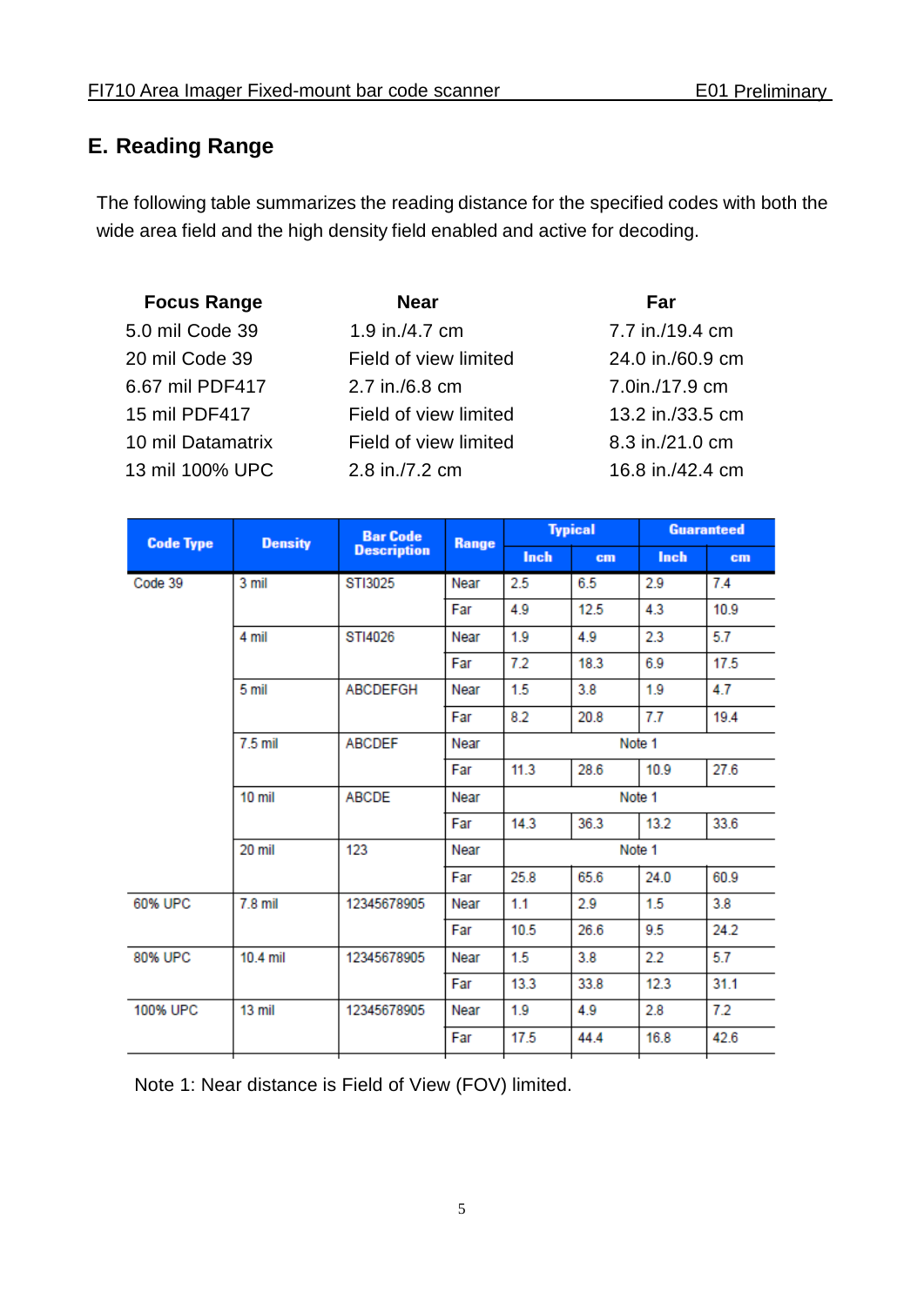## E. Reading Range

The following table summarizes the reading distance for the specified codes with both the wide area field and the high density field enabled and active for decoding.

| Focus Range | Near | Far |
|---|---|---|
| 5.0 mil Code 39 | 1.9 in./4.7 cm | 7.7 in./19.4 cm |
| 20 mil Code 39 | Field of view limited | 24.0 in./60.9 cm |
| 6.67 mil PDF417 | 2.7 in./6.8 cm | 7.0in./17.9 cm |
| 15 mil PDF417 | Field of view limited | 13.2 in./33.5 cm |
| 10 mil Datamatrix | Field of view limited | 8.3 in./21.0 cm |
| 13 mil 100% UPC | 2.8 in./7.2 cm | 16.8 in./42.4 cm |

| Code Type | Density | Bar Code Description | Range | Typical | | Guaranteed | |
|---|---|---|---|---|---|---|---|
| | | | | Inch | cm | Inch | cm |
| Code 39 | 3 mil | STI3025 | Near | 2.5 | 6.5 | 2.9 | 7.4 |
| | | | Far | 4.9 | 12.5 | 4.3 | 10.9 |
| | 4 mil | STI4026 | Near | 1.9 | 4.9 | 2.3 | 5.7 |
| | | | Far | 7.2 | 18.3 | 6.9 | 17.5 |
| | 5 mil | ABCDEFGH | Near | 1.5 | 3.8 | 1.9 | 4.7 |
| | | | Far | 8.2 | 20.8 | 7.7 | 19.4 |
| | 7.5 mil | ABCDEF | Near | Note 1 | | | |
| | | | Far | 11.3 | 28.6 | 10.9 | 27.6 |
| | 10 mil | ABCDE | Near | Note 1 | | | |
| | | | Far | 14.3 | 36.3 | 13.2 | 33.6 |
| | 20 mil | 123 | Near | Note 1 | | | |
| | | | Far | 25.8 | 65.6 | 24.0 | 60.9 |
| 60% UPC | 7.8 mil | 12345678905 | Near | 1.1 | 2.9 | 1.5 | 3.8 |
| | | | Far | 10.5 | 26.6 | 9.5 | 24.2 |
| 80% UPC | 10.4 mil | 12345678905 | Near | 1.5 | 3.8 | 2.2 | 5.7 |
| | | | Far | 13.3 | 33.8 | 12.3 | 31.1 |
| 100% UPC | 13 mil | 12345678905 | Near | 1.9 | 4.9 | 2.8 | 7.2 |
| | | | Far | 17.5 | 44.4 | 16.8 | 42.6 |

Note 1: Near distance is Field of View (FOV) limited.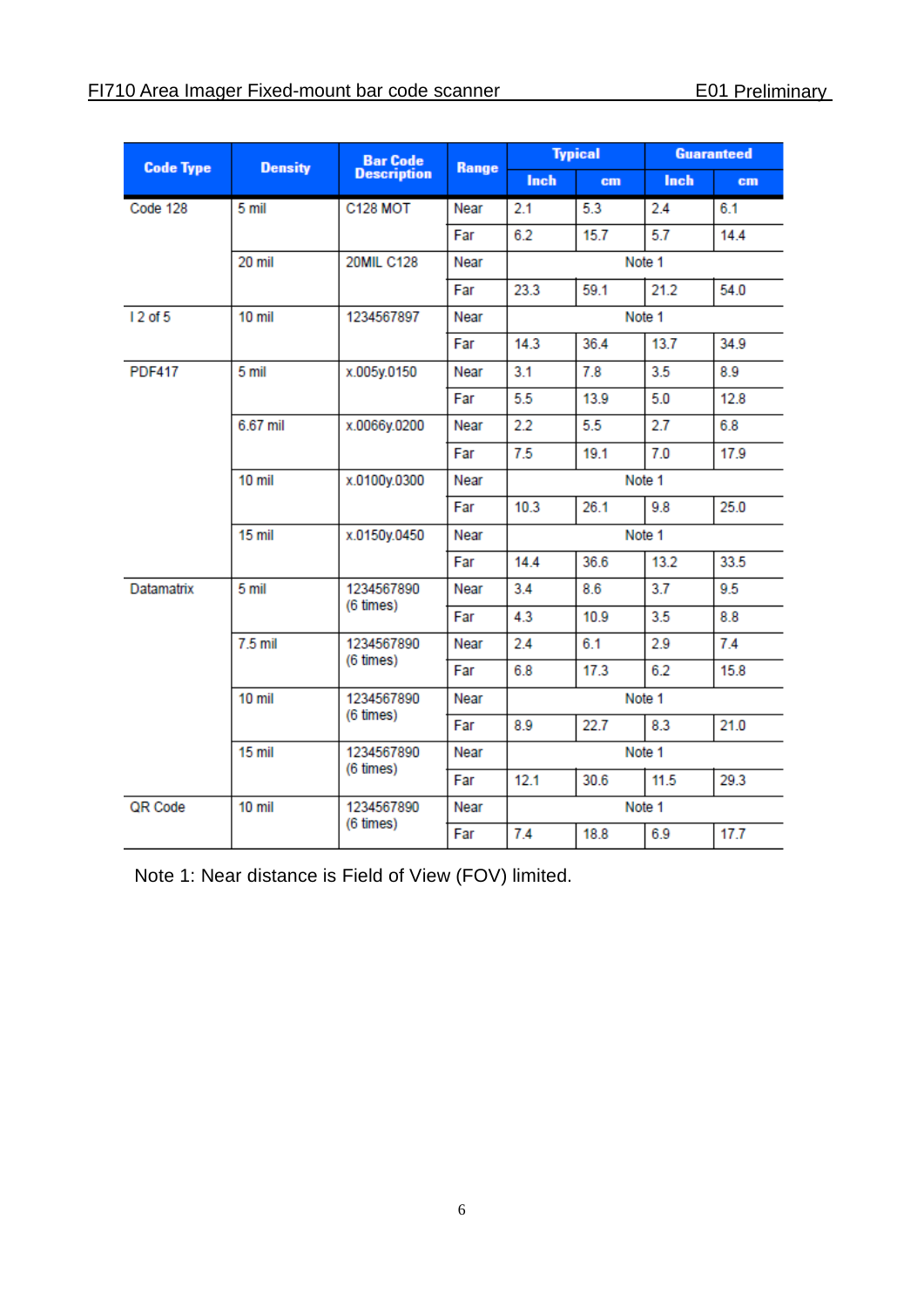| Code Type | Density | Bar Code Description | Range | Typical | | Guaranteed | |
|---|---|---|---|---|---|---|---|
| | | | | Inch | cm | Inch | cm |
| Code 128 | 5 mil | C128 MOT | Near | 2.1 | 5.3 | 2.4 | 6.1 |
| | | | Far | 6.2 | 15.7 | 5.7 | 14.4 |
| | 20 mil | 20MIL C128 | Near | Note 1 | | | |
| | | | Far | 23.3 | 59.1 | 21.2 | 54.0 |
| I 2 of 5 | 10 mil | 1234567897 | Near | Note 1 | | | |
| | | | Far | 14.3 | 36.4 | 13.7 | 34.9 |
| PDF417 | 5 mil | x.005y.0150 | Near | 3.1 | 7.8 | 3.5 | 8.9 |
| | | | Far | 5.5 | 13.9 | 5.0 | 12.8 |
| | 6.67 mil | x.0066y.0200 | Near | 2.2 | 5.5 | 2.7 | 6.8 |
| | | | Far | 7.5 | 19.1 | 7.0 | 17.9 |
| | 10 mil | x.0100y.0300 | Near | Note 1 | | | |
| | | | Far | 10.3 | 26.1 | 9.8 | 25.0 |
| | 15 mil | x.0150y.0450 | Near | Note 1 | | | |
| | | | Far | 14.4 | 36.6 | 13.2 | 33.5 |
| Datamatrix | 5 mil | 1234567890 (6 times) | Near | 3.4 | 8.6 | 3.7 | 9.5 |
| | | | Far | 4.3 | 10.9 | 3.5 | 8.8 |
| | 7.5 mil | 1234567890 (6 times) | Near | 2.4 | 6.1 | 2.9 | 7.4 |
| | | | Far | 6.8 | 17.3 | 6.2 | 15.8 |
| | 10 mil | 1234567890 (6 times) | Near | Note 1 | | | |
| | | | Far | 8.9 | 22.7 | 8.3 | 21.0 |
| | 15 mil | 1234567890 (6 times) | Near | Note 1 | | | |
| | | | Far | 12.1 | 30.6 | 11.5 | 29.3 |
| QR Code | 10 mil | 1234567890 (6 times) | Near | Note 1 | | | |
| | | | Far | 7.4 | 18.8 | 6.9 | 17.7 |

Note 1: Near distance is Field of View (FOV) limited.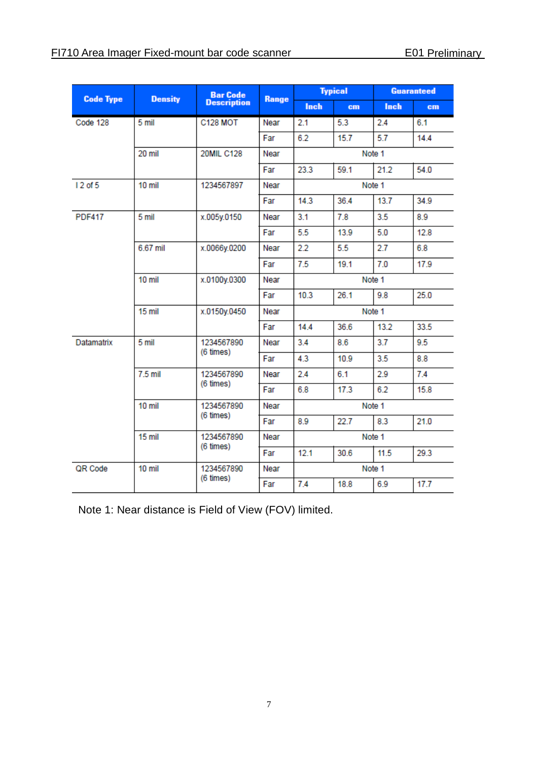| Code Type | Density | Bar Code Description | Range | Typical | | Guaranteed | |
|---|---|---|---|---|---|---|---|
| | | | | Inch | cm | Inch | cm |
| Code 128 | 5 mil | C128 MOT | Near | 2.1 | 5.3 | 2.4 | 6.1 |
| | | | Far | 6.2 | 15.7 | 5.7 | 14.4 |
| | 20 mil | 20MIL C128 | Near | Note 1 | | | |
| | | | Far | 23.3 | 59.1 | 21.2 | 54.0 |
| I 2 of 5 | 10 mil | 1234567897 | Near | Note 1 | | | |
| | | | Far | 14.3 | 36.4 | 13.7 | 34.9 |
| PDF417 | 5 mil | x.005y.0150 | Near | 3.1 | 7.8 | 3.5 | 8.9 |
| | | | Far | 5.5 | 13.9 | 5.0 | 12.8 |
| | 6.67 mil | x.0066y.0200 | Near | 2.2 | 5.5 | 2.7 | 6.8 |
| | | | Far | 7.5 | 19.1 | 7.0 | 17.9 |
| | 10 mil | x.0100y.0300 | Near | Note 1 | | | |
| | | | Far | 10.3 | 26.1 | 9.8 | 25.0 |
| | 15 mil | x.0150y.0450 | Near | Note 1 | | | |
| | | | Far | 14.4 | 36.6 | 13.2 | 33.5 |
| Datamatrix | 5 mil | 1234567890 (6 times) | Near | 3.4 | 8.6 | 3.7 | 9.5 |
| | | | Far | 4.3 | 10.9 | 3.5 | 8.8 |
| | 7.5 mil | 1234567890 (6 times) | Near | 2.4 | 6.1 | 2.9 | 7.4 |
| | | | Far | 6.8 | 17.3 | 6.2 | 15.8 |
| | 10 mil | 1234567890 (6 times) | Near | Note 1 | | | |
| | | | Far | 8.9 | 22.7 | 8.3 | 21.0 |
| | 15 mil | 1234567890 (6 times) | Near | Note 1 | | | |
| | | | Far | 12.1 | 30.6 | 11.5 | 29.3 |
| QR Code | 10 mil | 1234567890 (6 times) | Near | Note 1 | | | |
| | | | Far | 7.4 | 18.8 | 6.9 | 17.7 |

Note 1: Near distance is Field of View (FOV) limited.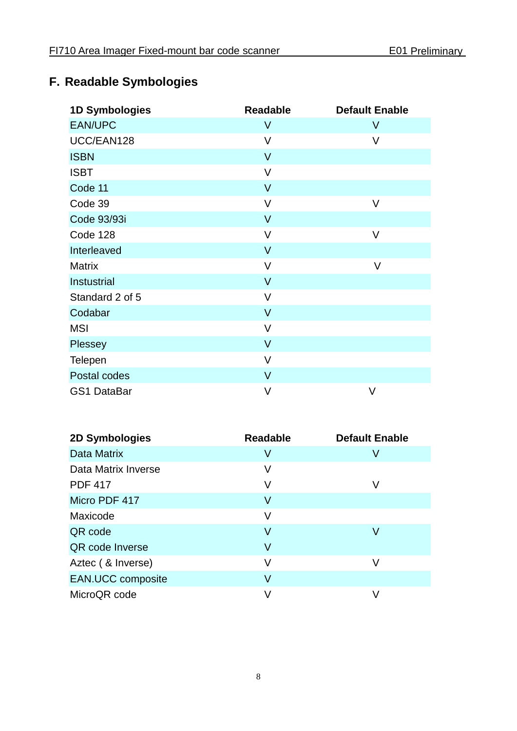## F. Readable Symbologies

| 1D Symbologies | Readable | Default Enable |
|---|---|---|
| EAN/UPC | V | V |
| UCC/EAN128 | V | V |
| ISBN | V | |
| ISBT | V | |
| Code 11 | V | |
| Code 39 | V | V |
| Code 93/93i | V | |
| Code 128 | V | V |
| Interleaved | V | |
| Matrix | V | V |
| Instustrial | V | |
| Standard 2 of 5 | V | |
| Codabar | V | |
| MSI | V | |
| Plessey | V | |
| Telepen | V | |
| Postal codes | V | |
| GS1 DataBar | V | V |

| 2D Symbologies | Readable | Default Enable |
|---|---|---|
| Data Matrix | V | V |
| Data Matrix Inverse | V | |
| PDF 417 | V | V |
| Micro PDF 417 | V | |
| Maxicode | V | |
| QR code | V | V |
| QR code Inverse | V | |
| Aztec ( & Inverse) | V | V |
| EAN.UCC composite | V | |
| MicroQR code | V | V |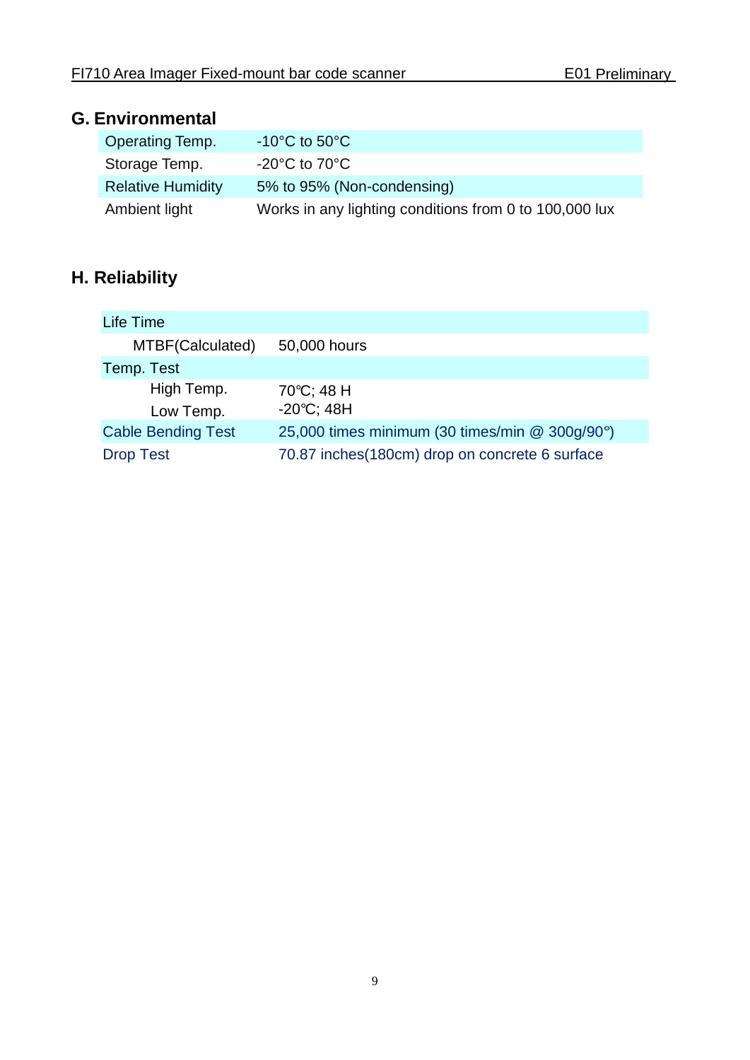## G. Environmental

| | |
|---|---|
| Operating Temp. | -10°C to 50°C |
| Storage Temp. | -20°C to 70°C |
| Relative Humidity | 5% to 95% (Non-condensing) |
| Ambient light | Works in any lighting conditions from 0 to 100,000 lux |

## H. Reliability

| | |
|---|---|
| Life Time | |
| MTBF(Calculated) | 50,000 hours |
| Temp. Test | |
| High Temp. | 70℃; 48 H |
| Low Temp. | -20℃; 48H |
| Cable Bending Test | 25,000 times minimum (30 times/min @ 300g/90°) |
| Drop Test | 70.87 inches(180cm) drop on concrete 6 surface |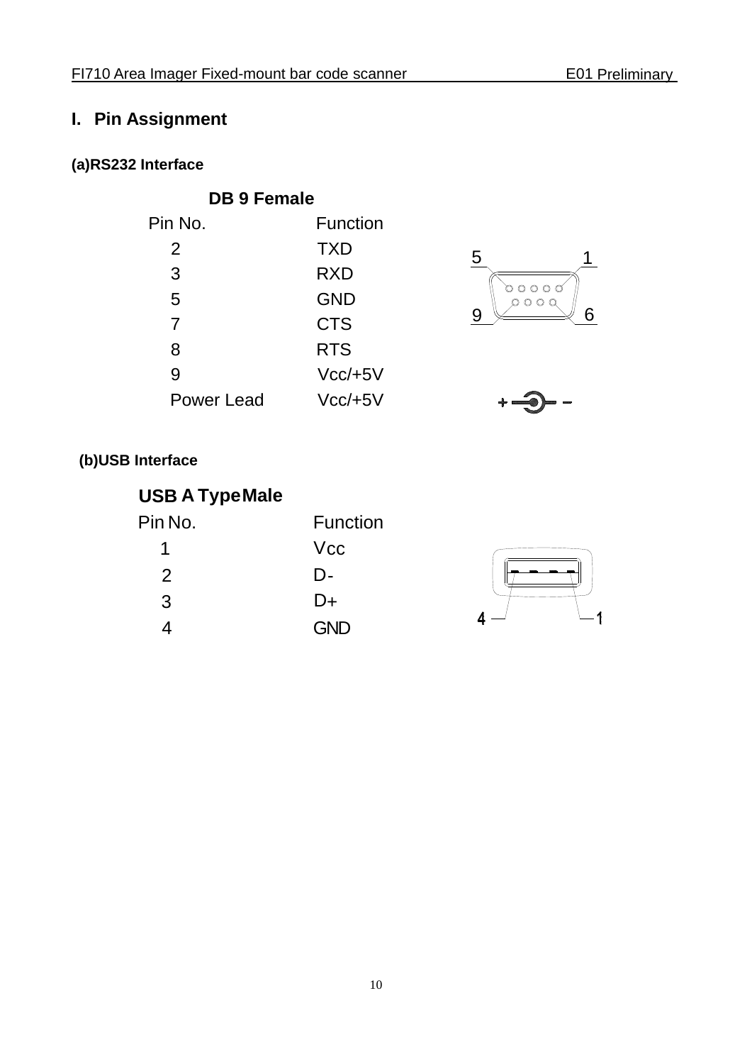# I. Pin Assignment

### (a)RS232 Interface

**DB 9 Female**

| Pin No. | Function |
| --- | --- |
| 2 | TXD |
| 3 | RXD |
| 5 | GND |
| 7 | CTS |
| 8 | RTS |
| 9 | Vcc/+5V |
| Power Lead | Vcc/+5V |

5 1
9 6

+ −

### (b)USB Interface

**USB A Type Male**

| Pin No. | Function |
| --- | --- |
| 1 | Vcc |
| 2 | D- |
| 3 | D+ |
| 4 | GND |

4 1